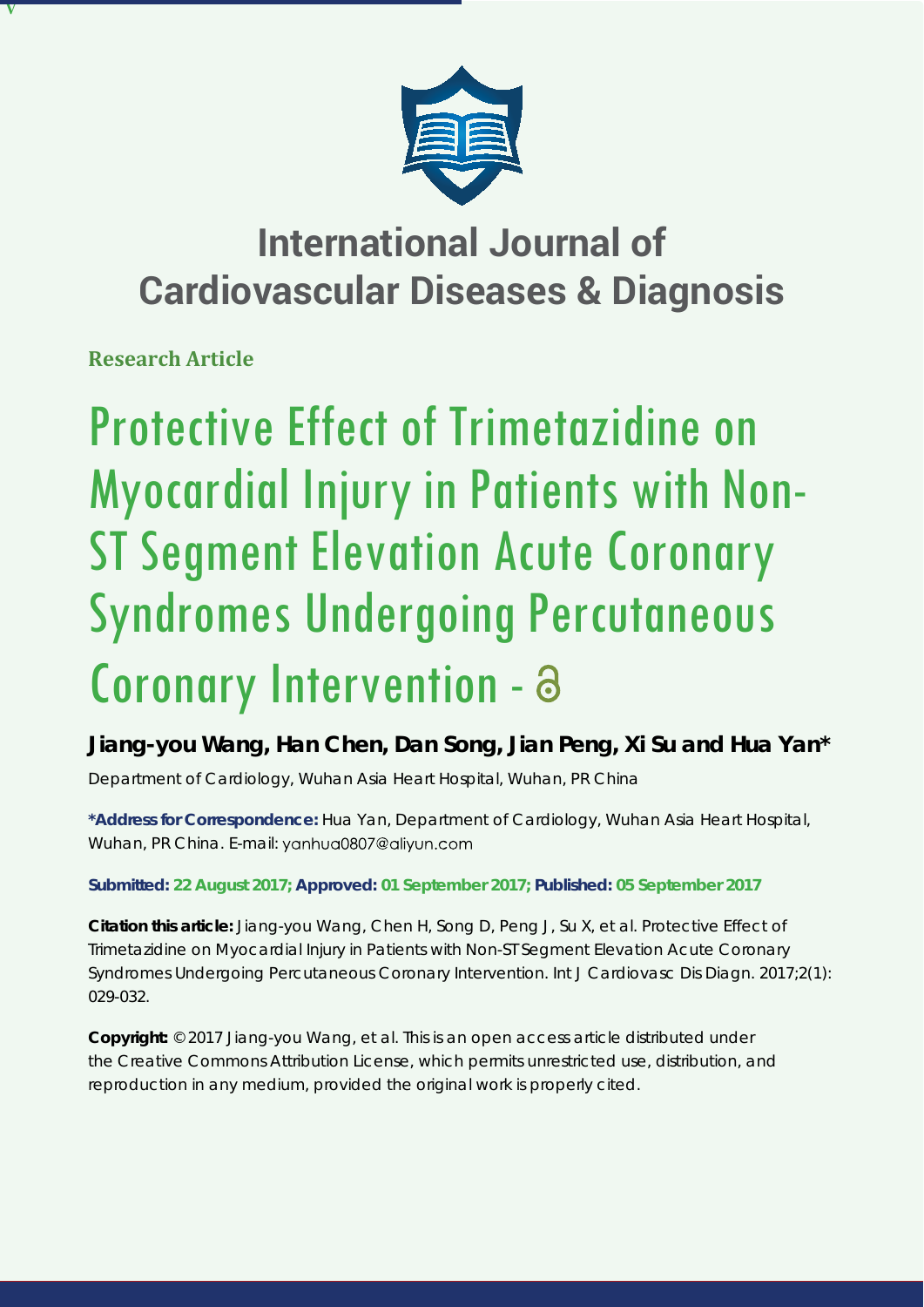# International Journal of Cardiovascular Diseases & Diagnosis

**Research Article**

# Protective Effect of Trimetazidine on Myocardial Injury in Patients with Non-ST Segment Elevation Acute Coronary Syndromes Undergoing Percutaneous Coronary Intervention

**Jiang-you Wang, Han Chen, Dan Song, Jian Peng, Xi Su and Hua Yan***

Department of Cardiology, Wuhan Asia Heart Hospital, Wuhan, PR China

**\*Address for Correspondence:** Hua Yan, Department of Cardiology, Wuhan Asia Heart Hospital, Wuhan, PR China. E-mail: yanhua0807@aliyun.com

**Submitted: 22 August 2017; Approved: 01 September 2017; Published: 05 September 2017**

**Citation this article:** Jiang-you Wang, Chen H, Song D, Peng J, Su X, et al. Protective Effect of Trimetazidine on Myocardial Injury in Patients with Non-ST Segment Elevation Acute Coronary Syndromes Undergoing Percutaneous Coronary Intervention. Int J Cardiovasc Dis Diagn. 2017;2(1): 029-032.

**Copyright:** © 2017 Jiang-you Wang, et al. This is an open access article distributed under the Creative Commons Attribution License, which permits unrestricted use, distribution, and reproduction in any medium, provided the original work is properly cited.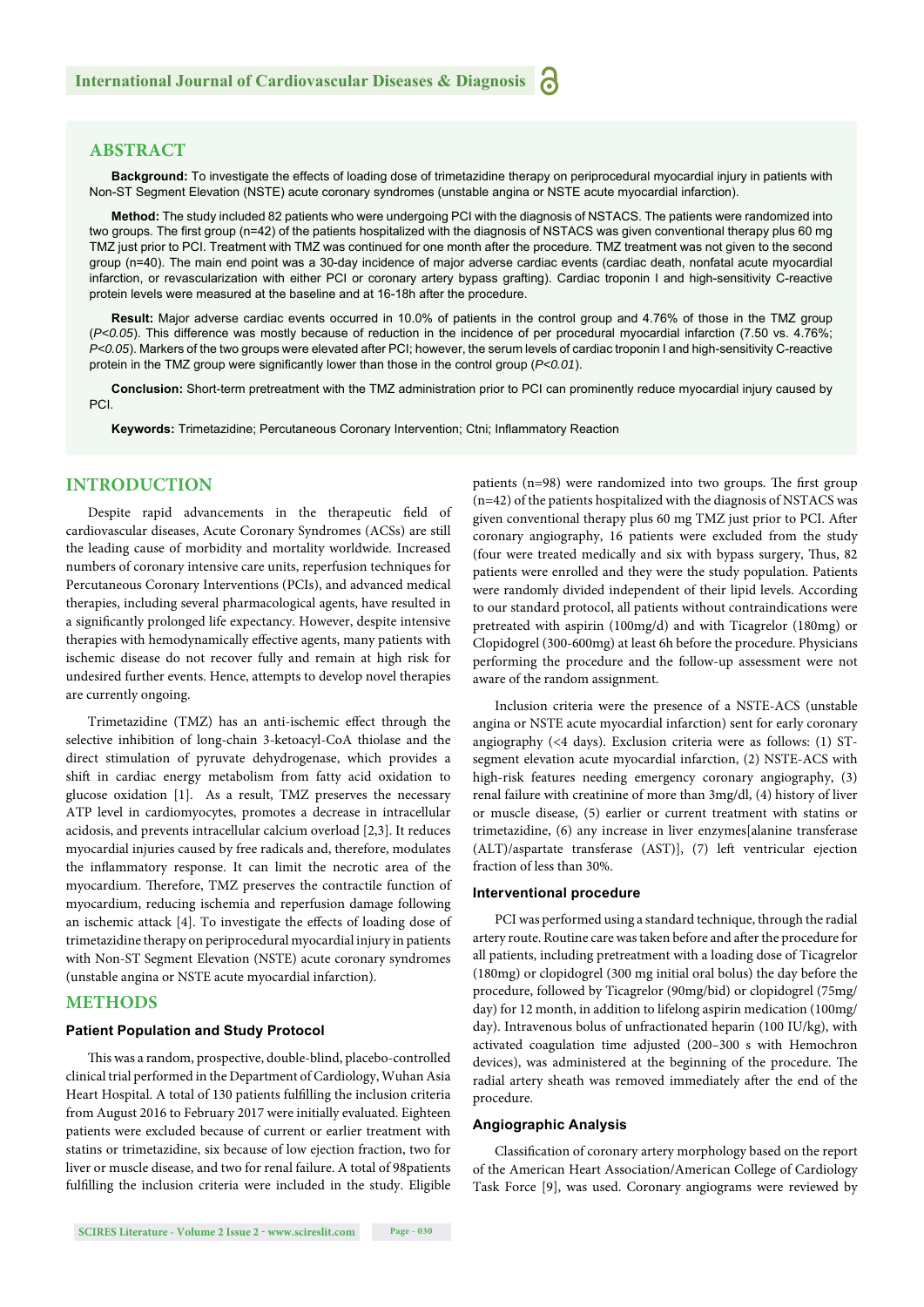## ABSTRACT

**Background:** To investigate the effects of loading dose of trimetazidine therapy on periprocedural myocardial injury in patients with Non-ST Segment Elevation (NSTE) acute coronary syndromes (unstable angina or NSTE acute myocardial infarction).

**Method:** The study included 82 patients who were undergoing PCI with the diagnosis of NSTACS. The patients were randomized into two groups. The first group (n=42) of the patients hospitalized with the diagnosis of NSTACS was given conventional therapy plus 60 mg TMZ just prior to PCI. Treatment with TMZ was continued for one month after the procedure. TMZ treatment was not given to the second group (n=40). The main end point was a 30-day incidence of major adverse cardiac events (cardiac death, nonfatal acute myocardial infarction, or revascularization with either PCI or coronary artery bypass grafting). Cardiac troponin I and high-sensitivity C-reactive protein levels were measured at the baseline and at 16-18h after the procedure.

**Result:** Major adverse cardiac events occurred in 10.0% of patients in the control group and 4.76% of those in the TMZ group (*P<0.05*). This difference was mostly because of reduction in the incidence of per procedural myocardial infarction (7.50 vs. 4.76%; *P<0.05*). Markers of the two groups were elevated after PCI; however, the serum levels of cardiac troponin I and high-sensitivity C-reactive protein in the TMZ group were significantly lower than those in the control group (*P<0.01*).

**Conclusion:** Short-term pretreatment with the TMZ administration prior to PCI can prominently reduce myocardial injury caused by PCI.

**Keywords:** Trimetazidine; Percutaneous Coronary Intervention; Ctni; Inflammatory Reaction

## INTRODUCTION

Despite rapid advancements in the therapeutic field of cardiovascular diseases, Acute Coronary Syndromes (ACSs) are still the leading cause of morbidity and mortality worldwide. Increased numbers of coronary intensive care units, reperfusion techniques for Percutaneous Coronary Interventions (PCIs), and advanced medical therapies, including several pharmacological agents, have resulted in a significantly prolonged life expectancy. However, despite intensive therapies with hemodynamically effective agents, many patients with ischemic disease do not recover fully and remain at high risk for undesired further events. Hence, attempts to develop novel therapies are currently ongoing.

Trimetazidine (TMZ) has an anti-ischemic effect through the selective inhibition of long-chain 3-ketoacyl-CoA thiolase and the direct stimulation of pyruvate dehydrogenase, which provides a shift in cardiac energy metabolism from fatty acid oxidation to glucose oxidation [1]. As a result, TMZ preserves the necessary ATP level in cardiomyocytes, promotes a decrease in intracellular acidosis, and prevents intracellular calcium overload [2,3]. It reduces myocardial injuries caused by free radicals and, therefore, modulates the inflammatory response. It can limit the necrotic area of the myocardium. Therefore, TMZ preserves the contractile function of myocardium, reducing ischemia and reperfusion damage following an ischemic attack [4]. To investigate the effects of loading dose of trimetazidine therapy on periprocedural myocardial injury in patients with Non-ST Segment Elevation (NSTE) acute coronary syndromes (unstable angina or NSTE acute myocardial infarction).

## METHODS

### Patient Population and Study Protocol

This was a random, prospective, double-blind, placebo-controlled clinical trial performed in the Department of Cardiology, Wuhan Asia Heart Hospital. A total of 130 patients fulfilling the inclusion criteria from August 2016 to February 2017 were initially evaluated. Eighteen patients were excluded because of current or earlier treatment with statins or trimetazidine, six because of low ejection fraction, two for liver or muscle disease, and two for renal failure. A total of 98patients fulfilling the inclusion criteria were included in the study. Eligible patients (n=98) were randomized into two groups. The first group (n=42) of the patients hospitalized with the diagnosis of NSTACS was given conventional therapy plus 60 mg TMZ just prior to PCI. After coronary angiography, 16 patients were excluded from the study (four were treated medically and six with bypass surgery, Thus, 82 patients were enrolled and they were the study population. Patients were randomly divided independent of their lipid levels. According to our standard protocol, all patients without contraindications were pretreated with aspirin (100mg/d) and with Ticagrelor (180mg) or Clopidogrel (300-600mg) at least 6h before the procedure. Physicians performing the procedure and the follow-up assessment were not aware of the random assignment.

Inclusion criteria were the presence of a NSTE-ACS (unstable angina or NSTE acute myocardial infarction) sent for early coronary angiography (<4 days). Exclusion criteria were as follows: (1) ST-segment elevation acute myocardial infarction, (2) NSTE-ACS with high-risk features needing emergency coronary angiography, (3) renal failure with creatinine of more than 3mg/dl, (4) history of liver or muscle disease, (5) earlier or current treatment with statins or trimetazidine, (6) any increase in liver enzymes[alanine transferase (ALT)/aspartate transferase (AST)], (7) left ventricular ejection fraction of less than 30%.

### Interventional procedure

PCI was performed using a standard technique, through the radial artery route. Routine care was taken before and after the procedure for all patients, including pretreatment with a loading dose of Ticagrelor (180mg) or clopidogrel (300 mg initial oral bolus) the day before the procedure, followed by Ticagrelor (90mg/bid) or clopidogrel (75mg/day) for 12 month, in addition to lifelong aspirin medication (100mg/day). Intravenous bolus of unfractionated heparin (100 IU/kg), with activated coagulation time adjusted (200–300 s with Hemochron devices), was administered at the beginning of the procedure. The radial artery sheath was removed immediately after the end of the procedure.

### Angiographic Analysis

Classification of coronary artery morphology based on the report of the American Heart Association/American College of Cardiology Task Force [9], was used. Coronary angiograms were reviewed by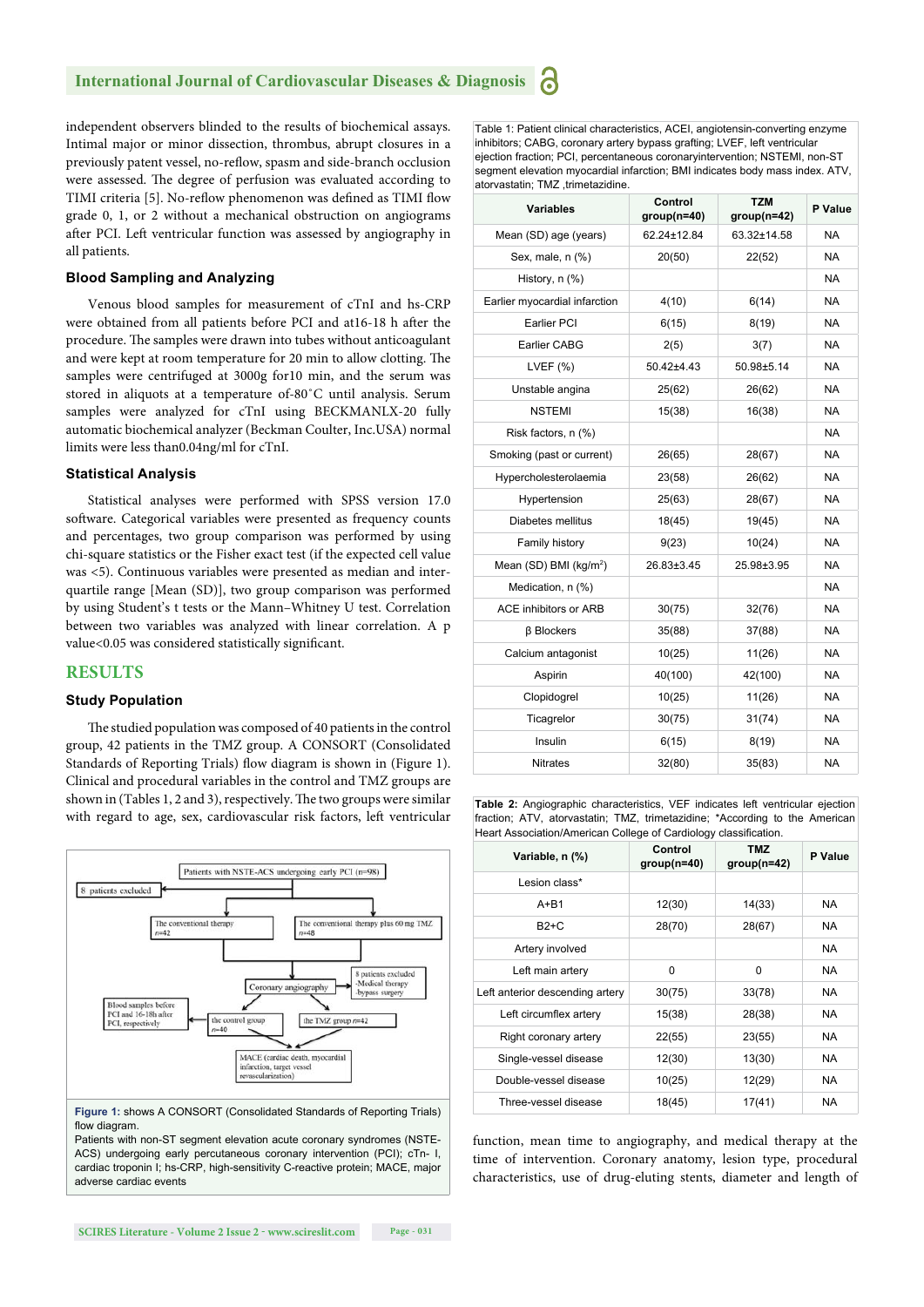independent observers blinded to the results of biochemical assays. Intimal major or minor dissection, thrombus, abrupt closures in a previously patent vessel, no-reflow, spasm and side-branch occlusion were assessed. The degree of perfusion was evaluated according to TIMI criteria [5]. No-reflow phenomenon was defined as TIMI flow grade 0, 1, or 2 without a mechanical obstruction on angiograms after PCI. Left ventricular function was assessed by angiography in all patients.

### Blood Sampling and Analyzing

Venous blood samples for measurement of cTnI and hs-CRP were obtained from all patients before PCI and at16-18 h after the procedure. The samples were drawn into tubes without anticoagulant and were kept at room temperature for 20 min to allow clotting. The samples were centrifuged at 3000g for10 min, and the serum was stored in aliquots at a temperature of-80˚C until analysis. Serum samples were analyzed for cTnI using BECKMANLX-20 fully automatic biochemical analyzer (Beckman Coulter, Inc.USA) normal limits were less than0.04ng/ml for cTnI.

### Statistical Analysis

Statistical analyses were performed with SPSS version 17.0 software. Categorical variables were presented as frequency counts and percentages, two group comparison was performed by using chi-square statistics or the Fisher exact test (if the expected cell value was <5). Continuous variables were presented as median and inter-quartile range [Mean (SD)], two group comparison was performed by using Student's t tests or the Mann–Whitney U test. Correlation between two variables was analyzed with linear correlation. A p value<0.05 was considered statistically significant.

## RESULTS

### Study Population

The studied population was composed of 40 patients in the control group, 42 patients in the TMZ group. A CONSORT (Consolidated Standards of Reporting Trials) flow diagram is shown in (Figure 1). Clinical and procedural variables in the control and TMZ groups are shown in (Tables 1, 2 and 3), respectively. The two groups were similar with regard to age, sex, cardiovascular risk factors, left ventricular function, mean time to angiography, and medical therapy at the time of intervention. Coronary anatomy, lesion type, procedural characteristics, use of drug-eluting stents, diameter and length of

Patients with NSTE-ACS undergoing early PCI (n=98)

8 patients excluded

The conventional therapy n=42

The conventional therapy plus 60 mg TMZ n=48

Coronary angiography

8 patients excluded -Medical therapy -bypass surgery

Blood samples before PCI and 16-18h after PCI, respectively

the control group n=40

the TMZ group n=42

MACE (cardiac death, myocardial infarction, target vessel revascularization)

**Figure 1:** shows A CONSORT (Consolidated Standards of Reporting Trials) flow diagram.
Patients with non-ST segment elevation acute coronary syndromes (NSTE-ACS) undergoing early percutaneous coronary intervention (PCI); cTn- I, cardiac troponin I; hs-CRP, high-sensitivity C-reactive protein; MACE, major adverse cardiac events

Table 1: Patient clinical characteristics, ACEI, angiotensin-converting enzyme inhibitors; CABG, coronary artery bypass grafting; LVEF, left ventricular ejection fraction; PCI, percentaneous coronaryintervention; NSTEMI, non-ST segment elevation myocardial infarction; BMI indicates body mass index. ATV, atorvastatin; TMZ ,trimetazidine.

| Variables | Control group(n=40) | TZM group(n=42) | P Value |
|---|---|---|---|
| Mean (SD) age (years) | 62.24±12.84 | 63.32±14.58 | NA |
| Sex, male, n (%) | 20(50) | 22(52) | NA |
| History, n (%) | | | NA |
| Earlier myocardial infarction | 4(10) | 6(14) | NA |
| Earlier PCI | 6(15) | 8(19) | NA |
| Earlier CABG | 2(5) | 3(7) | NA |
| LVEF (%) | 50.42±4.43 | 50.98±5.14 | NA |
| Unstable angina | 25(62) | 26(62) | NA |
| NSTEMI | 15(38) | 16(38) | NA |
| Risk factors, n (%) | | | NA |
| Smoking (past or current) | 26(65) | 28(67) | NA |
| Hypercholesterolaemia | 23(58) | 26(62) | NA |
| Hypertension | 25(63) | 28(67) | NA |
| Diabetes mellitus | 18(45) | 19(45) | NA |
| Family history | 9(23) | 10(24) | NA |
| Mean (SD) BMI (kg/m$^2$) | 26.83±3.45 | 25.98±3.95 | NA |
| Medication, n (%) | | | NA |
| ACE inhibitors or ARB | 30(75) | 32(76) | NA |
| β Blockers | 35(88) | 37(88) | NA |
| Calcium antagonist | 10(25) | 11(26) | NA |
| Aspirin | 40(100) | 42(100) | NA |
| Clopidogrel | 10(25) | 11(26) | NA |
| Ticagrelor | 30(75) | 31(74) | NA |
| Insulin | 6(15) | 8(19) | NA |
| Nitrates | 32(80) | 35(83) | NA |

**Table 2:** Angiographic characteristics, VEF indicates left ventricular ejection fraction; ATV, atorvastatin; TMZ, trimetazidine; *According to the American Heart Association/American College of Cardiology classification.

| Variable, n (%) | Control group(n=40) | TMZ group(n=42) | P Value |
|---|---|---|---|
| Lesion class* | | | |
| A+B1 | 12(30) | 14(33) | NA |
| B2+C | 28(70) | 28(67) | NA |
| Artery involved | | | NA |
| Left main artery | 0 | 0 | NA |
| Left anterior descending artery | 30(75) | 33(78) | NA |
| Left circumflex artery | 15(38) | 28(38) | NA |
| Right coronary artery | 22(55) | 23(55) | NA |
| Single-vessel disease | 12(30) | 13(30) | NA |
| Double-vessel disease | 10(25) | 12(29) | NA |
| Three-vessel disease | 18(45) | 17(41) | NA |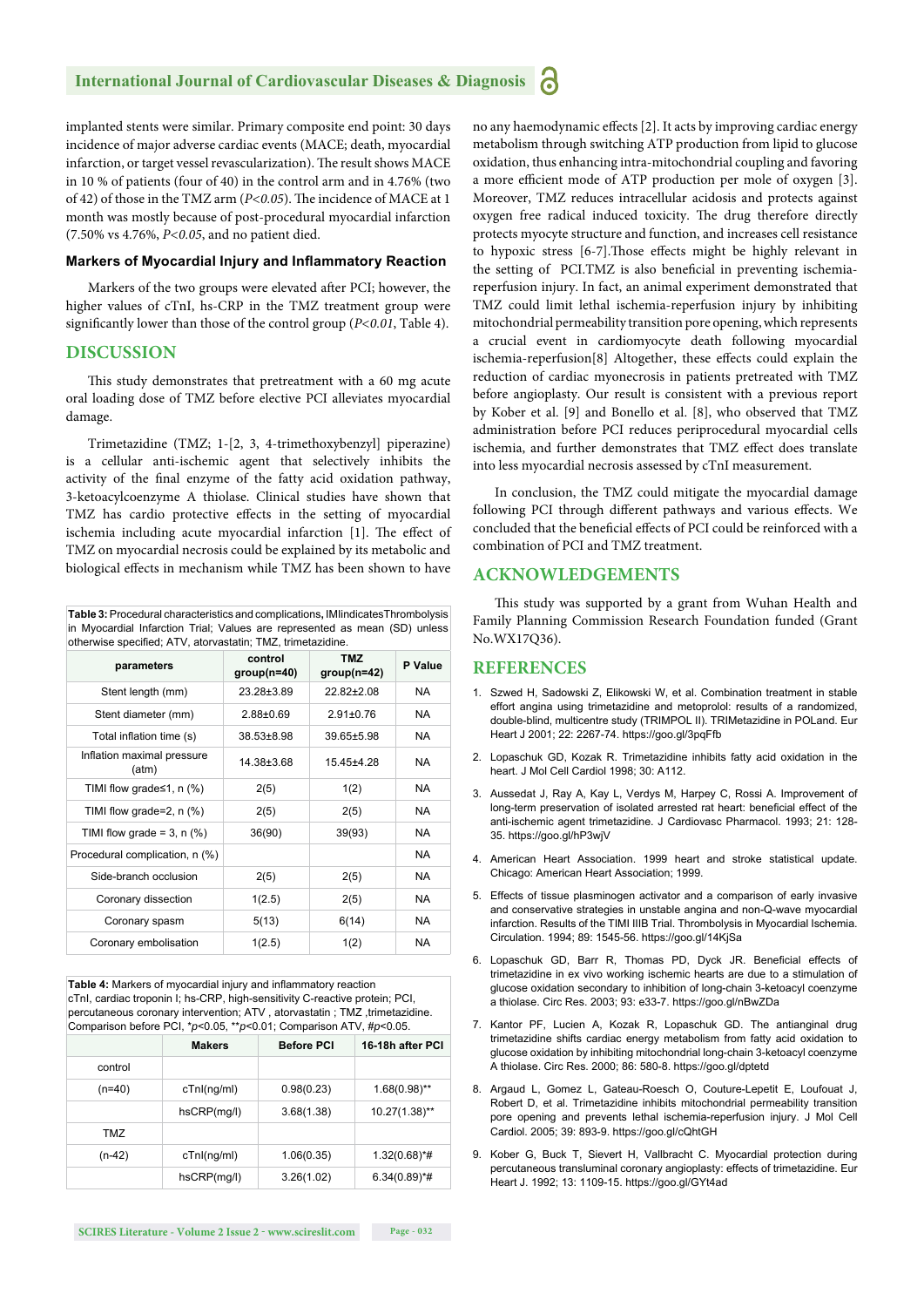implanted stents were similar. Primary composite end point: 30 days incidence of major adverse cardiac events (MACE; death, myocardial infarction, or target vessel revascularization). The result shows MACE in 10 % of patients (four of 40) in the control arm and in 4.76% (two of 42) of those in the TMZ arm (*P<0.05*). The incidence of MACE at 1 month was mostly because of post-procedural myocardial infarction (7.50% vs 4.76%, *P<0.05*, and no patient died.

### Markers of Myocardial Injury and Inflammatory Reaction

Markers of the two groups were elevated after PCI; however, the higher values of cTnI, hs-CRP in the TMZ treatment group were significantly lower than those of the control group (*P<0.01*, Table 4).

## DISCUSSION

This study demonstrates that pretreatment with a 60 mg acute oral loading dose of TMZ before elective PCI alleviates myocardial damage.

Trimetazidine (TMZ; 1-[2, 3, 4-trimethoxybenzyl] piperazine) is a cellular anti-ischemic agent that selectively inhibits the activity of the final enzyme of the fatty acid oxidation pathway, 3-ketoacylcoenzyme A thiolase. Clinical studies have shown that TMZ has cardio protective effects in the setting of myocardial ischemia including acute myocardial infarction [1]. The effect of TMZ on myocardial necrosis could be explained by its metabolic and biological effects in mechanism while TMZ has been shown to have no any haemodynamic effects [2]. It acts by improving cardiac energy metabolism through switching ATP production from lipid to glucose oxidation, thus enhancing intra-mitochondrial coupling and favoring a more efficient mode of ATP production per mole of oxygen [3]. Moreover, TMZ reduces intracellular acidosis and protects against oxygen free radical induced toxicity. The drug therefore directly protects myocyte structure and function, and increases cell resistance to hypoxic stress [6-7].Those effects might be highly relevant in the setting of PCI.TMZ is also beneficial in preventing ischemia-reperfusion injury. In fact, an animal experiment demonstrated that TMZ could limit lethal ischemia-reperfusion injury by inhibiting mitochondrial permeability transition pore opening, which represents a crucial event in cardiomyocyte death following myocardial ischemia-reperfusion[8] Altogether, these effects could explain the reduction of cardiac myonecrosis in patients pretreated with TMZ before angioplasty. Our result is consistent with a previous report by Kober et al. [9] and Bonello et al. [8], who observed that TMZ administration before PCI reduces periprocedural myocardial cells ischemia, and further demonstrates that TMZ effect does translate into less myocardial necrosis assessed by cTnI measurement.

In conclusion, the TMZ could mitigate the myocardial damage following PCI through different pathways and various effects. We concluded that the beneficial effects of PCI could be reinforced with a combination of PCI and TMZ treatment.

**Table 3:** Procedural characteristics and complications, IMIindicatesThrombolysis in Myocardial Infarction Trial; Values are represented as mean (SD) unless otherwise specified; ATV, atorvastatin; TMZ, trimetazidine.

| parameters | control group(n=40) | TMZ group(n=42) | P Value |
|---|---|---|---|
| Stent length (mm) | 23.28±3.89 | 22.82±2.08 | NA |
| Stent diameter (mm) | 2.88±0.69 | 2.91±0.76 | NA |
| Total inflation time (s) | 38.53±8.98 | 39.65±5.98 | NA |
| Inflation maximal pressure (atm) | 14.38±3.68 | 15.45±4.28 | NA |
| TIMI flow grades≤1, n (%) | 2(5) | 1(2) | NA |
| TIMI flow grade=2, n (%) | 2(5) | 2(5) | NA |
| TIMI flow grade = 3, n (%) | 36(90) | 39(93) | NA |
| Procedural complication, n (%) | | | NA |
| Side-branch occlusion | 2(5) | 2(5) | NA |
| Coronary dissection | 1(2.5) | 2(5) | NA |
| Coronary spasm | 5(13) | 6(14) | NA |
| Coronary embolisation | 1(2.5) | 1(2) | NA |

**Table 4:** Markers of myocardial injury and inflammatory reaction cTnI, cardiac troponin I; hs-CRP, high-sensitivity C-reactive protein; PCI, percutaneous coronary intervention; ATV , atorvastatin ; TMZ ,trimetazidine. Comparison before PCI, *p<0.05, **p<0.01; Comparison ATV, #p<0.05.

| | Makers | Before PCI | 16-18h after PCI |
|---|---|---|---|
| control | | | |
| (n=40) | cTnI(ng/ml) | 0.98(0.23) | 1.68(0.98)** |
| | hsCRP(mg/l) | 3.68(1.38) | 10.27(1.38)** |
| TMZ | | | |
| (n-42) | cTnI(ng/ml) | 1.06(0.35) | 1.32(0.68)*# |
| | hsCRP(mg/l) | 3.26(1.02) | 6.34(0.89)*# |

## ACKNOWLEDGEMENTS

This study was supported by a grant from Wuhan Health and Family Planning Commission Research Foundation funded (Grant No.WX17Q36).

## REFERENCES

1. Szwed H, Sadowski Z, Elikowski W, et al. Combination treatment in stable effort angina using trimetazidine and metoprolol: results of a randomized, double-blind, multicentre study (TRIMPOL II). TRIMetazidine in POLand. Eur Heart J 2001; 22: 2267-74. https://goo.gl/3pqFfb
2. Lopaschuk GD, Kozak R. Trimetazidine inhibits fatty acid oxidation in the heart. J Mol Cell Cardiol 1998; 30: A112.
3. Aussedat J, Ray A, Kay L, Verdys M, Harpey C, Rossi A. Improvement of long-term preservation of isolated arrested rat heart: beneficial effect of the anti-ischemic agent trimetazidine. J Cardiovasc Pharmacol. 1993; 21: 128-35. https://goo.gl/hP3wjV
4. American Heart Association. 1999 heart and stroke statistical update. Chicago: American Heart Association; 1999.
5. Effects of tissue plasminogen activator and a comparison of early invasive and conservative strategies in unstable angina and non-Q-wave myocardial infarction. Results of the TIMI IIIB Trial. Thrombolysis in Myocardial Ischemia. Circulation. 1994; 89: 1545-56. https://goo.gl/14KjSa
6. Lopaschuk GD, Barr R, Thomas PD, Dyck JR. Beneficial effects of trimetazidine in ex vivo working ischemic hearts are due to a stimulation of glucose oxidation secondary to inhibition of long-chain 3-ketoacyl coenzyme a thiolase. Circ Res. 2003; 93: e33-7. https://goo.gl/nBwZDa
7. Kantor PF, Lucien A, Kozak R, Lopaschuk GD. The antianginal drug trimetazidine shifts cardiac energy metabolism from fatty acid oxidation to glucose oxidation by inhibiting mitochondrial long-chain 3-ketoacyl coenzyme A thiolase. Circ Res. 2000; 86: 580-8. https://goo.gl/dptetd
8. Argaud L, Gomez L, Gateau-Roesch O, Couture-Lepetit E, Loufouat J, Robert D, et al. Trimetazidine inhibits mitochondrial permeability transition pore opening and prevents lethal ischemia-reperfusion injury. J Mol Cell Cardiol. 2005; 39: 893-9. https://goo.gl/cQhtGH
9. Kober G, Buck T, Sievert H, Vallbracht C. Myocardial protection during percutaneous transluminal coronary angioplasty: effects of trimetazidine. Eur Heart J. 1992; 13: 1109-15. https://goo.gl/GYt4ad